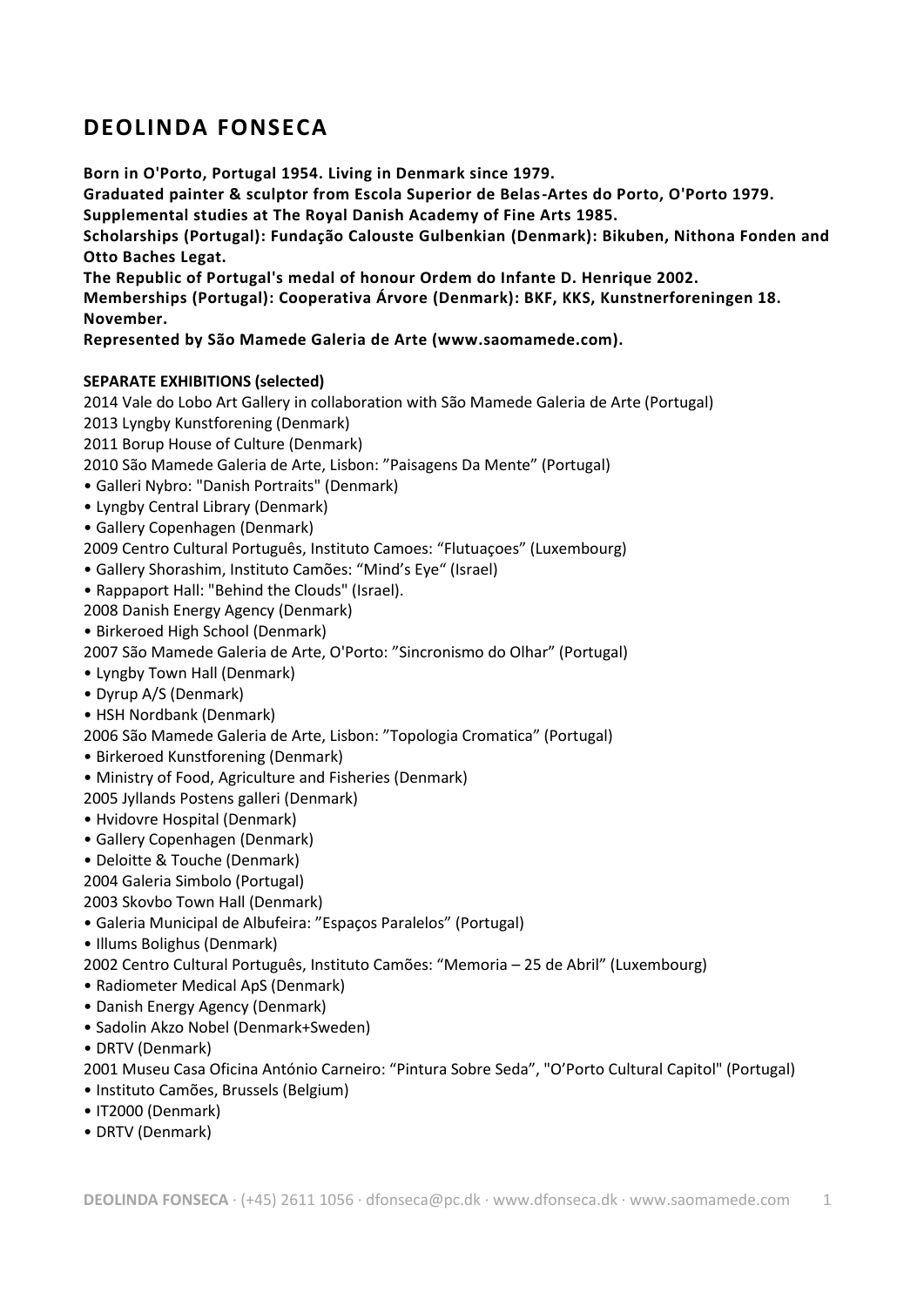# DEOLINDA FONSECA

**Born in O'Porto, Portugal 1954. Living in Denmark since 1979.**
**Graduated painter & sculptor from Escola Superior de Belas-Artes do Porto, O'Porto 1979.**
**Supplemental studies at The Royal Danish Academy of Fine Arts 1985.**
**Scholarships (Portugal): Fundação Calouste Gulbenkian (Denmark): Bikuben, Nithona Fonden and Otto Baches Legat.**
**The Republic of Portugal's medal of honour Ordem do Infante D. Henrique 2002.**
**Memberships (Portugal): Cooperativa Árvore (Denmark): BKF, KKS, Kunstnerforeningen 18. November.**
**Represented by São Mamede Galeria de Arte (www.saomamede.com).**

**SEPARATE EXHIBITIONS (selected)**

2014 Vale do Lobo Art Gallery in collaboration with São Mamede Galeria de Arte (Portugal)
2013 Lyngby Kunstforening (Denmark)
2011 Borup House of Culture (Denmark)
2010 São Mamede Galeria de Arte, Lisbon: "Paisagens Da Mente" (Portugal)
- Galleri Nybro: "Danish Portraits" (Denmark)
- Lyngby Central Library (Denmark)
- Gallery Copenhagen (Denmark)

2009 Centro Cultural Português, Instituto Camoes: "Flutuaçoes" (Luxembourg)
- Gallery Shorashim, Instituto Camões: "Mind's Eye" (Israel)
- Rappaport Hall: "Behind the Clouds" (Israel).

2008 Danish Energy Agency (Denmark)
- Birkeroed High School (Denmark)

2007 São Mamede Galeria de Arte, O'Porto: "Sincronismo do Olhar" (Portugal)
- Lyngby Town Hall (Denmark)
- Dyrup A/S (Denmark)
- HSH Nordbank (Denmark)

2006 São Mamede Galeria de Arte, Lisbon: "Topologia Cromatica" (Portugal)
- Birkeroed Kunstforening (Denmark)
- Ministry of Food, Agriculture and Fisheries (Denmark)

2005 Jyllands Postens galleri (Denmark)
- Hvidovre Hospital (Denmark)
- Gallery Copenhagen (Denmark)
- Deloitte & Touche (Denmark)

2004 Galeria Simbolo (Portugal)
2003 Skovbo Town Hall (Denmark)
- Galeria Municipal de Albufeira: "Espaços Paralelos" (Portugal)
- Illums Bolighus (Denmark)

2002 Centro Cultural Português, Instituto Camões: "Memoria – 25 de Abril" (Luxembourg)
- Radiometer Medical ApS (Denmark)
- Danish Energy Agency (Denmark)
- Sadolin Akzo Nobel (Denmark+Sweden)
- DRTV (Denmark)

2001 Museu Casa Oficina António Carneiro: "Pintura Sobre Seda", "O'Porto Cultural Capitol" (Portugal)
- Instituto Camões, Brussels (Belgium)
- IT2000 (Denmark)
- DRTV (Denmark)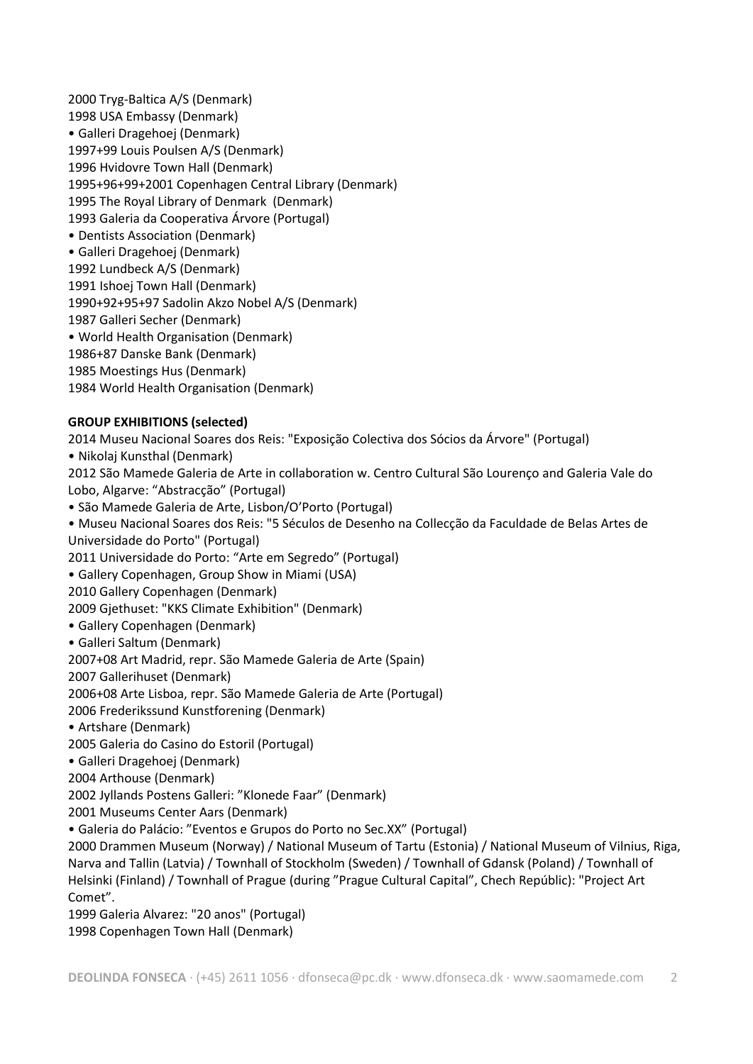2000 Tryg-Baltica A/S (Denmark)
1998 USA Embassy (Denmark)
• Galleri Dragehoej (Denmark)
1997+99 Louis Poulsen A/S (Denmark)
1996 Hvidovre Town Hall (Denmark)
1995+96+99+2001 Copenhagen Central Library (Denmark)
1995 The Royal Library of Denmark (Denmark)
1993 Galeria da Cooperativa Árvore (Portugal)
• Dentists Association (Denmark)
• Galleri Dragehoej (Denmark)
1992 Lundbeck A/S (Denmark)
1991 Ishoej Town Hall (Denmark)
1990+92+95+97 Sadolin Akzo Nobel A/S (Denmark)
1987 Galleri Secher (Denmark)
• World Health Organisation (Denmark)
1986+87 Danske Bank (Denmark)
1985 Moestings Hus (Denmark)
1984 World Health Organisation (Denmark)

**GROUP EXHIBITIONS (selected)**

2014 Museu Nacional Soares dos Reis: "Exposição Colectiva dos Sócios da Árvore" (Portugal)
• Nikolaj Kunsthal (Denmark)
2012 São Mamede Galeria de Arte in collaboration w. Centro Cultural São Lourenço and Galeria Vale do Lobo, Algarve: "Abstracção" (Portugal)
• São Mamede Galeria de Arte, Lisbon/O'Porto (Portugal)
• Museu Nacional Soares dos Reis: "5 Séculos de Desenho na Collecção da Faculdade de Belas Artes de Universidade do Porto" (Portugal)
2011 Universidade do Porto: "Arte em Segredo" (Portugal)
• Gallery Copenhagen, Group Show in Miami (USA)
2010 Gallery Copenhagen (Denmark)
2009 Gjethuset: "KKS Climate Exhibition" (Denmark)
• Gallery Copenhagen (Denmark)
• Galleri Saltum (Denmark)
2007+08 Art Madrid, repr. São Mamede Galeria de Arte (Spain)
2007 Gallerihuset (Denmark)
2006+08 Arte Lisboa, repr. São Mamede Galeria de Arte (Portugal)
2006 Frederikssund Kunstforening (Denmark)
• Artshare (Denmark)
2005 Galeria do Casino do Estoril (Portugal)
• Galleri Dragehoej (Denmark)
2004 Arthouse (Denmark)
2002 Jyllands Postens Galleri: "Klonede Faar" (Denmark)
2001 Museums Center Aars (Denmark)
• Galeria do Palácio: "Eventos e Grupos do Porto no Sec.XX" (Portugal)
2000 Drammen Museum (Norway) / National Museum of Tartu (Estonia) / National Museum of Vilnius, Riga, Narva and Tallin (Latvia) / Townhall of Stockholm (Sweden) / Townhall of Gdansk (Poland) / Townhall of Helsinki (Finland) / Townhall of Prague (during "Prague Cultural Capital", Chech Repúblic): "Project Art Comet".
1999 Galeria Alvarez: "20 anos" (Portugal)
1998 Copenhagen Town Hall (Denmark)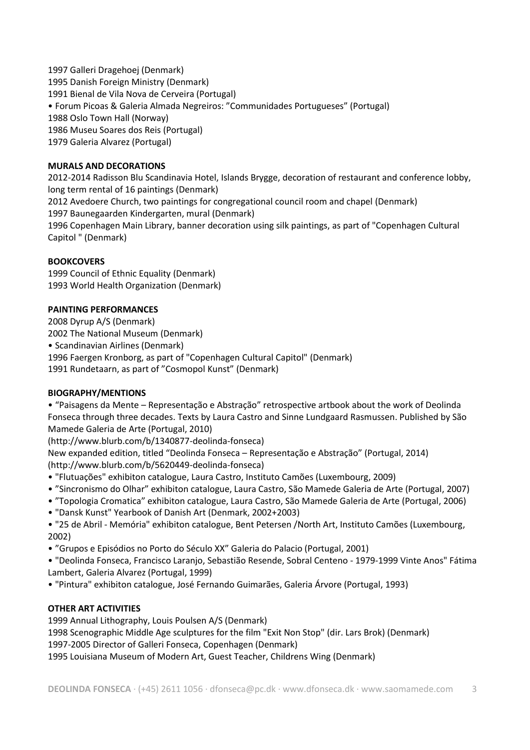1997 Galleri Dragehoej (Denmark)  
1995 Danish Foreign Ministry (Denmark)  
1991 Bienal de Vila Nova de Cerveira (Portugal)  
• Forum Picoas & Galeria Almada Negreiros: ”Communidades Portugueses” (Portugal)  
1988 Oslo Town Hall (Norway)  
1986 Museu Soares dos Reis (Portugal)  
1979 Galeria Alvarez (Portugal)

**MURALS AND DECORATIONS**

2012-2014 Radisson Blu Scandinavia Hotel, Islands Brygge, decoration of restaurant and conference lobby, long term rental of 16 paintings (Denmark)  
2012 Avedoere Church, two paintings for congregational council room and chapel (Denmark)  
1997 Baunegaarden Kindergarten, mural (Denmark)  
1996 Copenhagen Main Library, banner decoration using silk paintings, as part of "Copenhagen Cultural Capitol " (Denmark)

**BOOKCOVERS**

1999 Council of Ethnic Equality (Denmark)  
1993 World Health Organization (Denmark)

**PAINTING PERFORMANCES**

2008 Dyrup A/S (Denmark)  
2002 The National Museum (Denmark)  
• Scandinavian Airlines (Denmark)  
1996 Faergen Kronborg, as part of "Copenhagen Cultural Capitol" (Denmark)  
1991 Rundetaarn, as part of ”Cosmopol Kunst” (Denmark)

**BIOGRAPHY/MENTIONS**

• “Paisagens da Mente – Representação e Abstração” retrospective artbook about the work of Deolinda Fonseca through three decades. Texts by Laura Castro and Sinne Lundgaard Rasmussen. Published by São Mamede Galeria de Arte (Portugal, 2010)  
(http://www.blurb.com/b/1340877-deolinda-fonseca)  
New expanded edition, titled “Deolinda Fonseca – Representação e Abstração” (Portugal, 2014)  
(http://www.blurb.com/b/5620449-deolinda-fonseca)  
• "Flutuações" exhibiton catalogue, Laura Castro, Instituto Camões (Luxembourg, 2009)  
• ”Sincronismo do Olhar” exhibiton catalogue, Laura Castro, São Mamede Galeria de Arte (Portugal, 2007)  
• ”Topologia Cromatica” exhibiton catalogue, Laura Castro, São Mamede Galeria de Arte (Portugal, 2006)  
• "Dansk Kunst" Yearbook of Danish Art (Denmark, 2002+2003)  
• "25 de Abril - Memória" exhibiton catalogue, Bent Petersen /North Art, Instituto Camões (Luxembourg, 2002)  
• ”Grupos e Episódios no Porto do Século XX” Galeria do Palacio (Portugal, 2001)  
• "Deolinda Fonseca, Francisco Laranjo, Sebastião Resende, Sobral Centeno - 1979-1999 Vinte Anos" Fátima Lambert, Galeria Alvarez (Portugal, 1999)  
• "Pintura" exhibiton catalogue, José Fernando Guimarães, Galeria Árvore (Portugal, 1993)

**OTHER ART ACTIVITIES**

1999 Annual Lithography, Louis Poulsen A/S (Denmark)  
1998 Scenographic Middle Age sculptures for the film "Exit Non Stop" (dir. Lars Brok) (Denmark)  
1997-2005 Director of Galleri Fonseca, Copenhagen (Denmark)  
1995 Louisiana Museum of Modern Art, Guest Teacher, Childrens Wing (Denmark)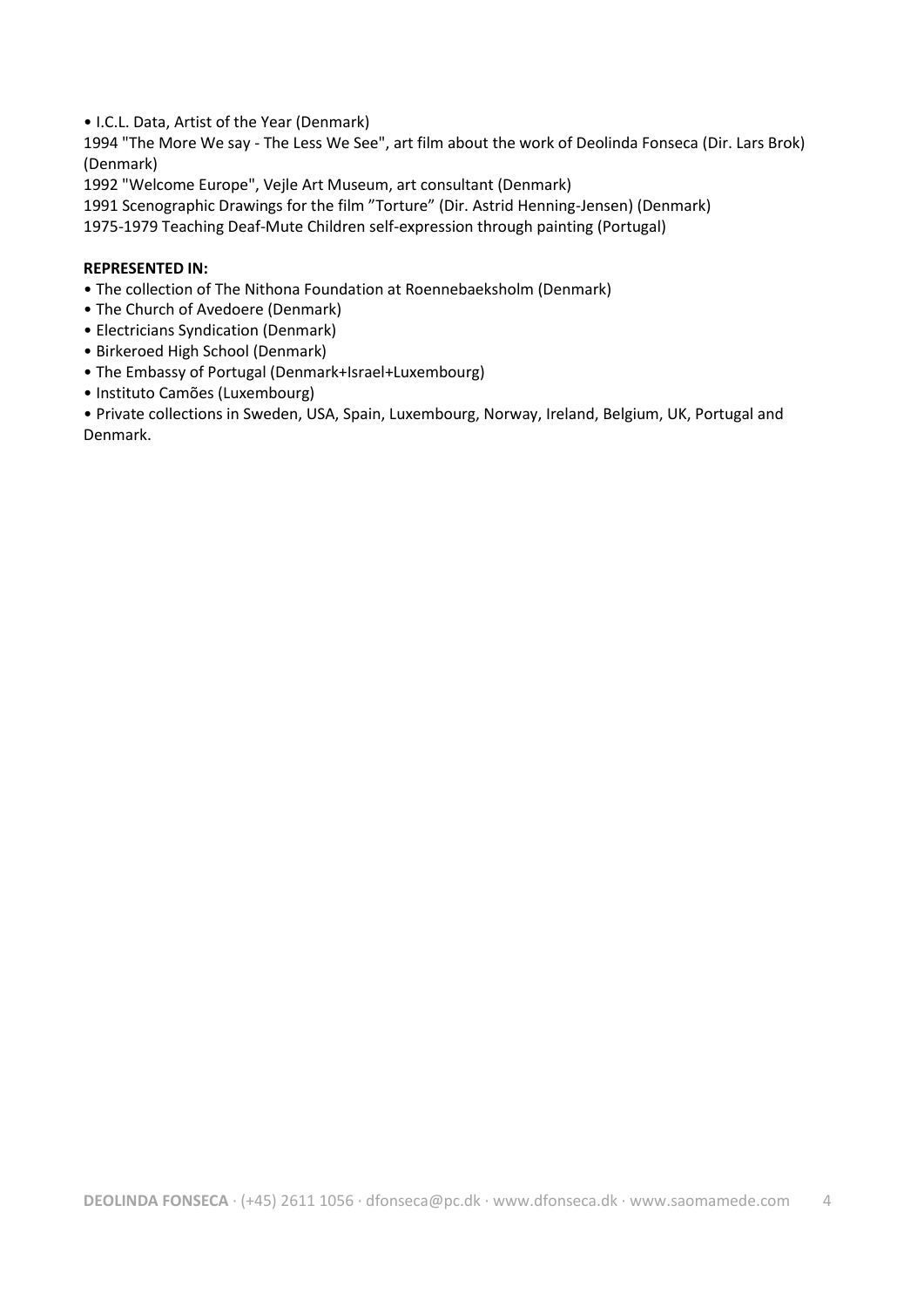- I.C.L. Data, Artist of the Year (Denmark)

1994 "The More We say - The Less We See", art film about the work of Deolinda Fonseca (Dir. Lars Brok) (Denmark)

1992 "Welcome Europe", Vejle Art Museum, art consultant (Denmark)

1991 Scenographic Drawings for the film ”Torture” (Dir. Astrid Henning-Jensen) (Denmark)

1975-1979 Teaching Deaf-Mute Children self-expression through painting (Portugal)

**REPRESENTED IN:**

- The collection of The Nithona Foundation at Roennebaeksholm (Denmark)
- The Church of Avedoere (Denmark)
- Electricians Syndication (Denmark)
- Birkeroed High School (Denmark)
- The Embassy of Portugal (Denmark+Israel+Luxembourg)
- Instituto Camões (Luxembourg)
- Private collections in Sweden, USA, Spain, Luxembourg, Norway, Ireland, Belgium, UK, Portugal and Denmark.